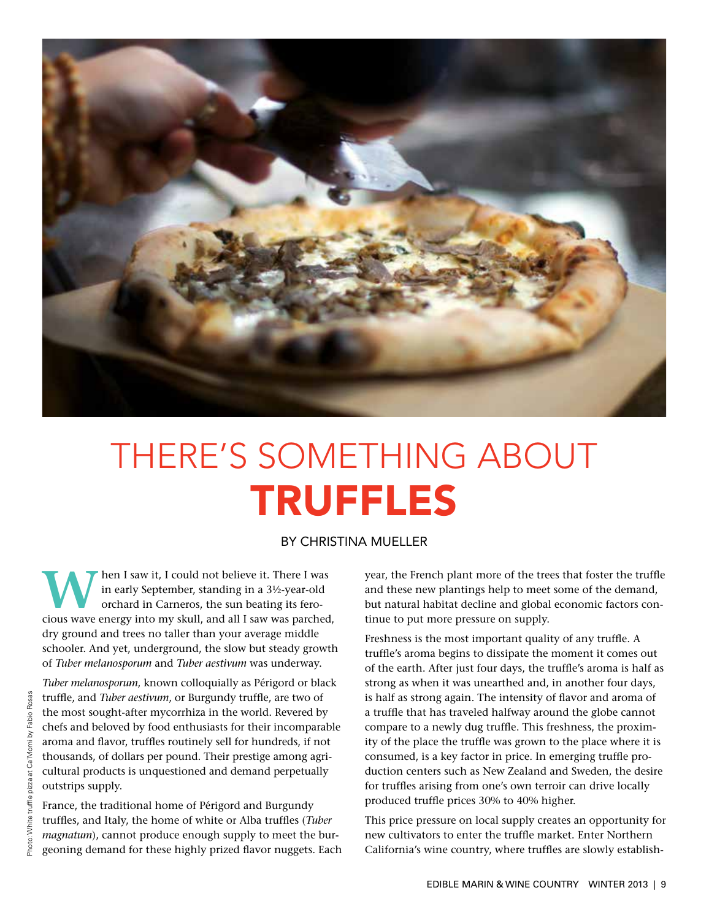# THERE'S SOMETHING ABOUT **TRUFFLES**

BY CHRISTINA MUELLER

Photo: White truffle pizza at Ca'Momi by Fabio Rosas

When I saw it, I could not believe it. There I was in early September, standing in a 3½-year-old orchard in Carneros, the sun beating its ferocious wave energy into my skull, and all I saw was parched, dry ground and trees no taller than your average middle schooler. And yet, underground, the slow but steady growth of *Tuber melanosporum* and *Tuber aestivum* was underway.

*Tuber melanosporum*, known colloquially as Périgord or black truffle, and *Tuber aestivum*, or Burgundy truffle, are two of the most sought-after mycorrhiza in the world. Revered by chefs and beloved by food enthusiasts for their incomparable aroma and flavor, truffles routinely sell for hundreds, if not thousands, of dollars per pound. Their prestige among agricultural products is unquestioned and demand perpetually outstrips supply.

France, the traditional home of Périgord and Burgundy truffles, and Italy, the home of white or Alba truffles (*Tuber magnatum*), cannot produce enough supply to meet the burgeoning demand for these highly prized flavor nuggets. Each year, the French plant more of the trees that foster the truffle and these new plantings help to meet some of the demand, but natural habitat decline and global economic factors continue to put more pressure on supply.

Freshness is the most important quality of any truffle. A truffle's aroma begins to dissipate the moment it comes out of the earth. After just four days, the truffle's aroma is half as strong as when it was unearthed and, in another four days, is half as strong again. The intensity of flavor and aroma of a truffle that has traveled halfway around the globe cannot compare to a newly dug truffle. This freshness, the proximity of the place the truffle was grown to the place where it is consumed, is a key factor in price. In emerging truffle production centers such as New Zealand and Sweden, the desire for truffles arising from one's own terroir can drive locally produced truffle prices 30% to 40% higher.

This price pressure on local supply creates an opportunity for new cultivators to enter the truffle market. Enter Northern California's wine country, where truffles are slowly establish-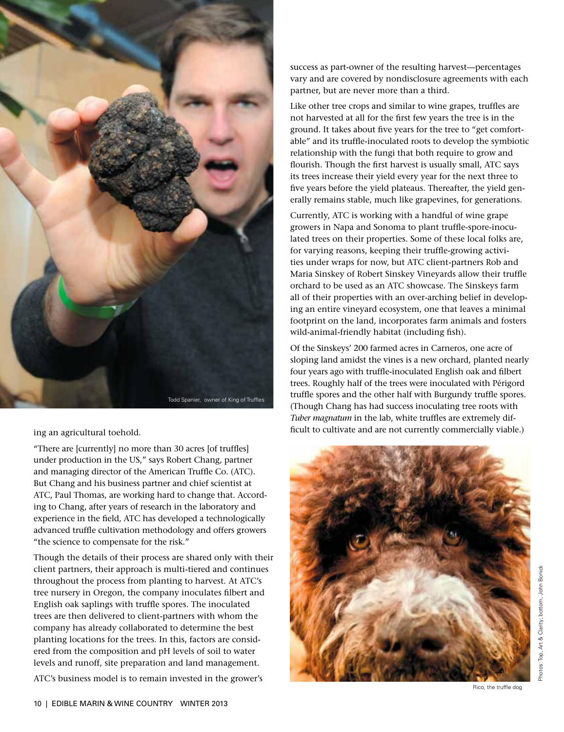Todd Spanier, owner of King of Truffles

ing an agricultural toehold.

"There are [currently] no more than 30 acres [of truffles] under production in the US," says Robert Chang, partner and managing director of the American Truffle Co. (ATC). But Chang and his business partner and chief scientist at ATC, Paul Thomas, are working hard to change that. According to Chang, after years of research in the laboratory and experience in the field, ATC has developed a technologically advanced truffle cultivation methodology and offers growers "the science to compensate for the risk."

Though the details of their process are shared only with their client partners, their approach is multi-tiered and continues throughout the process from planting to harvest. At ATC's tree nursery in Oregon, the company inoculates filbert and English oak saplings with truffle spores. The inoculated trees are then delivered to client-partners with whom the company has already collaborated to determine the best planting locations for the trees. In this, factors are considered from the composition and pH levels of soil to water levels and runoff, site preparation and land management.

ATC's business model is to remain invested in the grower's success as part-owner of the resulting harvest—percentages vary and are covered by nondisclosure agreements with each partner, but are never more than a third.

Like other tree crops and similar to wine grapes, truffles are not harvested at all for the first few years the tree is in the ground. It takes about five years for the tree to "get comfortable" and its truffle-inoculated roots to develop the symbiotic relationship with the fungi that both require to grow and flourish. Though the first harvest is usually small, ATC says its trees increase their yield every year for the next three to five years before the yield plateaus. Thereafter, the yield generally remains stable, much like grapevines, for generations.

Currently, ATC is working with a handful of wine grape growers in Napa and Sonoma to plant truffle-spore-inoculated trees on their properties. Some of these local folks are, for varying reasons, keeping their truffle-growing activities under wraps for now, but ATC client-partners Rob and Maria Sinskey of Robert Sinskey Vineyards allow their truffle orchard to be used as an ATC showcase. The Sinskeys farm all of their properties with an over-arching belief in developing an entire vineyard ecosystem, one that leaves a minimal footprint on the land, incorporates farm animals and fosters wild-animal-friendly habitat (including fish).

Of the Sinskeys' 200 farmed acres in Carneros, one acre of sloping land amidst the vines is a new orchard, planted nearly four years ago with truffle-inoculated English oak and filbert trees. Roughly half of the trees were inoculated with Périgord truffle spores and the other half with Burgundy truffle spores. (Though Chang has had success inoculating tree roots with *Tuber magnatum* in the lab, white truffles are extremely difficult to cultivate and are not currently commercially viable.)

Rico, the truffle dog

Photos: Top, Art & Clarity; bottom, John Bonick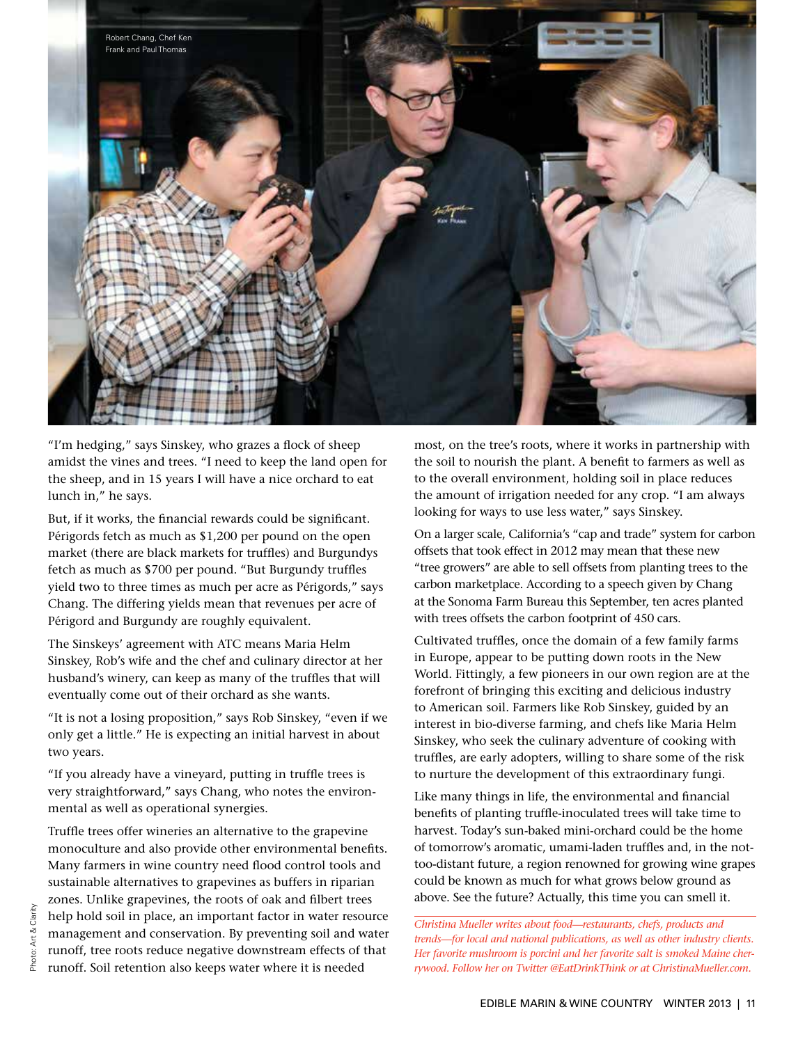Robert Chang, Chef Ken Frank and Paul Thomas

"I'm hedging," says Sinskey, who grazes a flock of sheep amidst the vines and trees. "I need to keep the land open for the sheep, and in 15 years I will have a nice orchard to eat lunch in," he says.

But, if it works, the financial rewards could be significant. Périgords fetch as much as $1,200 per pound on the open market (there are black markets for truffles) and Burgundys fetch as much as $700 per pound. "But Burgundy truffles yield two to three times as much per acre as Périgords," says Chang. The differing yields mean that revenues per acre of Périgord and Burgundy are roughly equivalent.

The Sinskeys' agreement with ATC means Maria Helm Sinskey, Rob's wife and the chef and culinary director at her husband's winery, can keep as many of the truffles that will eventually come out of their orchard as she wants.

"It is not a losing proposition," says Rob Sinskey, "even if we only get a little." He is expecting an initial harvest in about two years.

"If you already have a vineyard, putting in truffle trees is very straightforward," says Chang, who notes the environmental as well as operational synergies.

Truffle trees offer wineries an alternative to the grapevine monoculture and also provide other environmental benefits. Many farmers in wine country need flood control tools and sustainable alternatives to grapevines as buffers in riparian zones. Unlike grapevines, the roots of oak and filbert trees help hold soil in place, an important factor in water resource management and conservation. By preventing soil and water runoff, tree roots reduce negative downstream effects of that runoff. Soil retention also keeps water where it is needed most, on the tree's roots, where it works in partnership with the soil to nourish the plant. A benefit to farmers as well as to the overall environment, holding soil in place reduces the amount of irrigation needed for any crop. "I am always looking for ways to use less water," says Sinskey.

On a larger scale, California's "cap and trade" system for carbon offsets that took effect in 2012 may mean that these new "tree growers" are able to sell offsets from planting trees to the carbon marketplace. According to a speech given by Chang at the Sonoma Farm Bureau this September, ten acres planted with trees offsets the carbon footprint of 450 cars.

Cultivated truffles, once the domain of a few family farms in Europe, appear to be putting down roots in the New World. Fittingly, a few pioneers in our own region are at the forefront of bringing this exciting and delicious industry to American soil. Farmers like Rob Sinskey, guided by an interest in bio-diverse farming, and chefs like Maria Helm Sinskey, who seek the culinary adventure of cooking with truffles, are early adopters, willing to share some of the risk to nurture the development of this extraordinary fungi.

Like many things in life, the environmental and financial benefits of planting truffle-inoculated trees will take time to harvest. Today's sun-baked mini-orchard could be the home of tomorrow's aromatic, umami-laden truffles and, in the not-too-distant future, a region renowned for growing wine grapes could be known as much for what grows below ground as above. See the future? Actually, this time you can smell it.

*Christina Mueller writes about food—restaurants, chefs, products and trends—for local and national publications, as well as other industry clients. Her favorite mushroom is porcini and her favorite salt is smoked Maine cherrywood. Follow her on Twitter @EatDrinkThink or at ChristinaMueller.com.*

Photo: Art & Clarity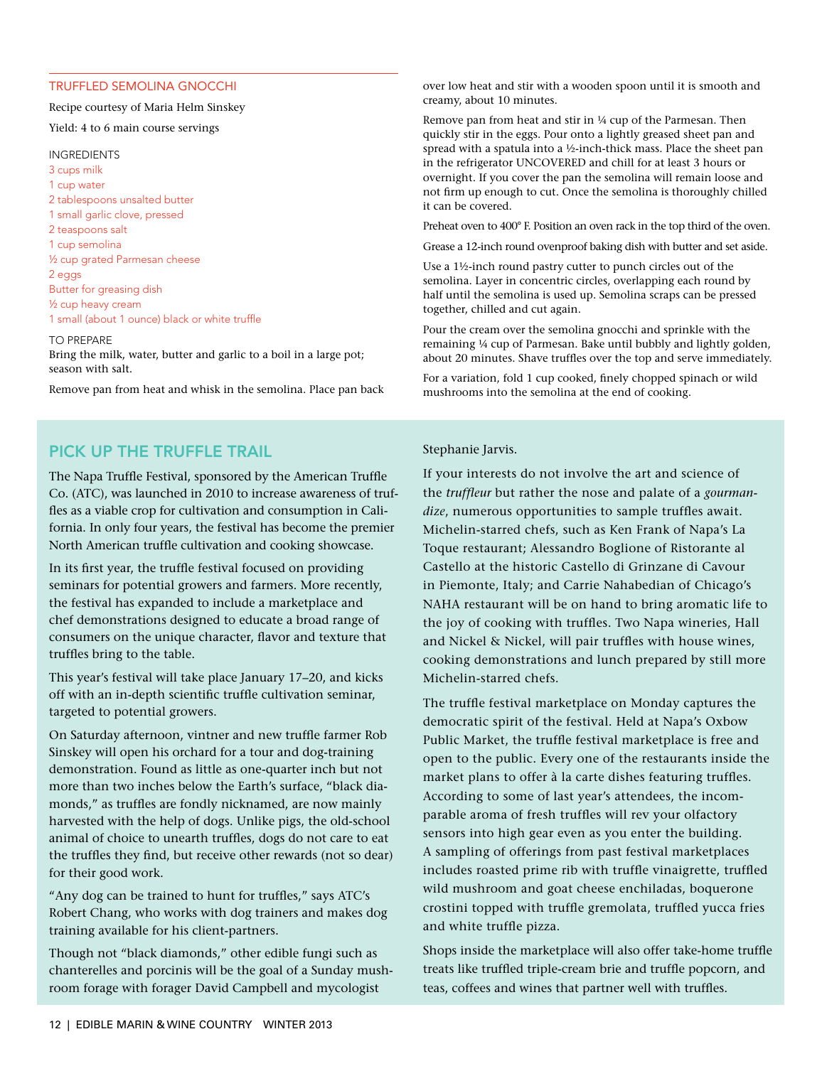## TRUFFLED SEMOLINA GNOCCHI

Recipe courtesy of Maria Helm Sinskey

Yield: 4 to 6 main course servings

### INGREDIENTS

- 3 cups milk
- 1 cup water
- 2 tablespoons unsalted butter
- 1 small garlic clove, pressed
- 2 teaspoons salt
- 1 cup semolina
- ½ cup grated Parmesan cheese
- 2 eggs
- Butter for greasing dish
- ½ cup heavy cream
- 1 small (about 1 ounce) black or white truffle

### TO PREPARE

Bring the milk, water, butter and garlic to a boil in a large pot; season with salt.

Remove pan from heat and whisk in the semolina. Place pan back over low heat and stir with a wooden spoon until it is smooth and creamy, about 10 minutes.

Remove pan from heat and stir in ¼ cup of the Parmesan. Then quickly stir in the eggs. Pour onto a lightly greased sheet pan and spread with a spatula into a ½-inch-thick mass. Place the sheet pan in the refrigerator UNCOVERED and chill for at least 3 hours or overnight. If you cover the pan the semolina will remain loose and not firm up enough to cut. Once the semolina is thoroughly chilled it can be covered.

Preheat oven to 400° F. Position an oven rack in the top third of the oven.

Grease a 12-inch round ovenproof baking dish with butter and set aside.

Use a 1½-inch round pastry cutter to punch circles out of the semolina. Layer in concentric circles, overlapping each round by half until the semolina is used up. Semolina scraps can be pressed together, chilled and cut again.

Pour the cream over the semolina gnocchi and sprinkle with the remaining ¼ cup of Parmesan. Bake until bubbly and lightly golden, about 20 minutes. Shave truffles over the top and serve immediately.

For a variation, fold 1 cup cooked, finely chopped spinach or wild mushrooms into the semolina at the end of cooking.

## PICK UP THE TRUFFLE TRAIL

The Napa Truffle Festival, sponsored by the American Truffle Co. (ATC), was launched in 2010 to increase awareness of truffles as a viable crop for cultivation and consumption in California. In only four years, the festival has become the premier North American truffle cultivation and cooking showcase.

In its first year, the truffle festival focused on providing seminars for potential growers and farmers. More recently, the festival has expanded to include a marketplace and chef demonstrations designed to educate a broad range of consumers on the unique character, flavor and texture that truffles bring to the table.

This year's festival will take place January 17–20, and kicks off with an in-depth scientific truffle cultivation seminar, targeted to potential growers.

On Saturday afternoon, vintner and new truffle farmer Rob Sinskey will open his orchard for a tour and dog-training demonstration. Found as little as one-quarter inch but not more than two inches below the Earth's surface, "black diamonds," as truffles are fondly nicknamed, are now mainly harvested with the help of dogs. Unlike pigs, the old-school animal of choice to unearth truffles, dogs do not care to eat the truffles they find, but receive other rewards (not so dear) for their good work.

"Any dog can be trained to hunt for truffles," says ATC's Robert Chang, who works with dog trainers and makes dog training available for his client-partners.

Though not "black diamonds," other edible fungi such as chanterelles and porcinis will be the goal of a Sunday mushroom forage with forager David Campbell and mycologist Stephanie Jarvis.

If your interests do not involve the art and science of the *truffleur* but rather the nose and palate of a *gourmandize*, numerous opportunities to sample truffles await. Michelin-starred chefs, such as Ken Frank of Napa's La Toque restaurant; Alessandro Boglione of Ristorante al Castello at the historic Castello di Grinzane di Cavour in Piemonte, Italy; and Carrie Nahabedian of Chicago's NAHA restaurant will be on hand to bring aromatic life to the joy of cooking with truffles. Two Napa wineries, Hall and Nickel & Nickel, will pair truffles with house wines, cooking demonstrations and lunch prepared by still more Michelin-starred chefs.

The truffle festival marketplace on Monday captures the democratic spirit of the festival. Held at Napa's Oxbow Public Market, the truffle festival marketplace is free and open to the public. Every one of the restaurants inside the market plans to offer à la carte dishes featuring truffles. According to some of last year's attendees, the incomparable aroma of fresh truffles will rev your olfactory sensors into high gear even as you enter the building. A sampling of offerings from past festival marketplaces includes roasted prime rib with truffle vinaigrette, truffled wild mushroom and goat cheese enchiladas, boquerone crostini topped with truffle gremolata, truffled yucca fries and white truffle pizza.

Shops inside the marketplace will also offer take-home truffle treats like truffled triple-cream brie and truffle popcorn, and teas, coffees and wines that partner well with truffles.